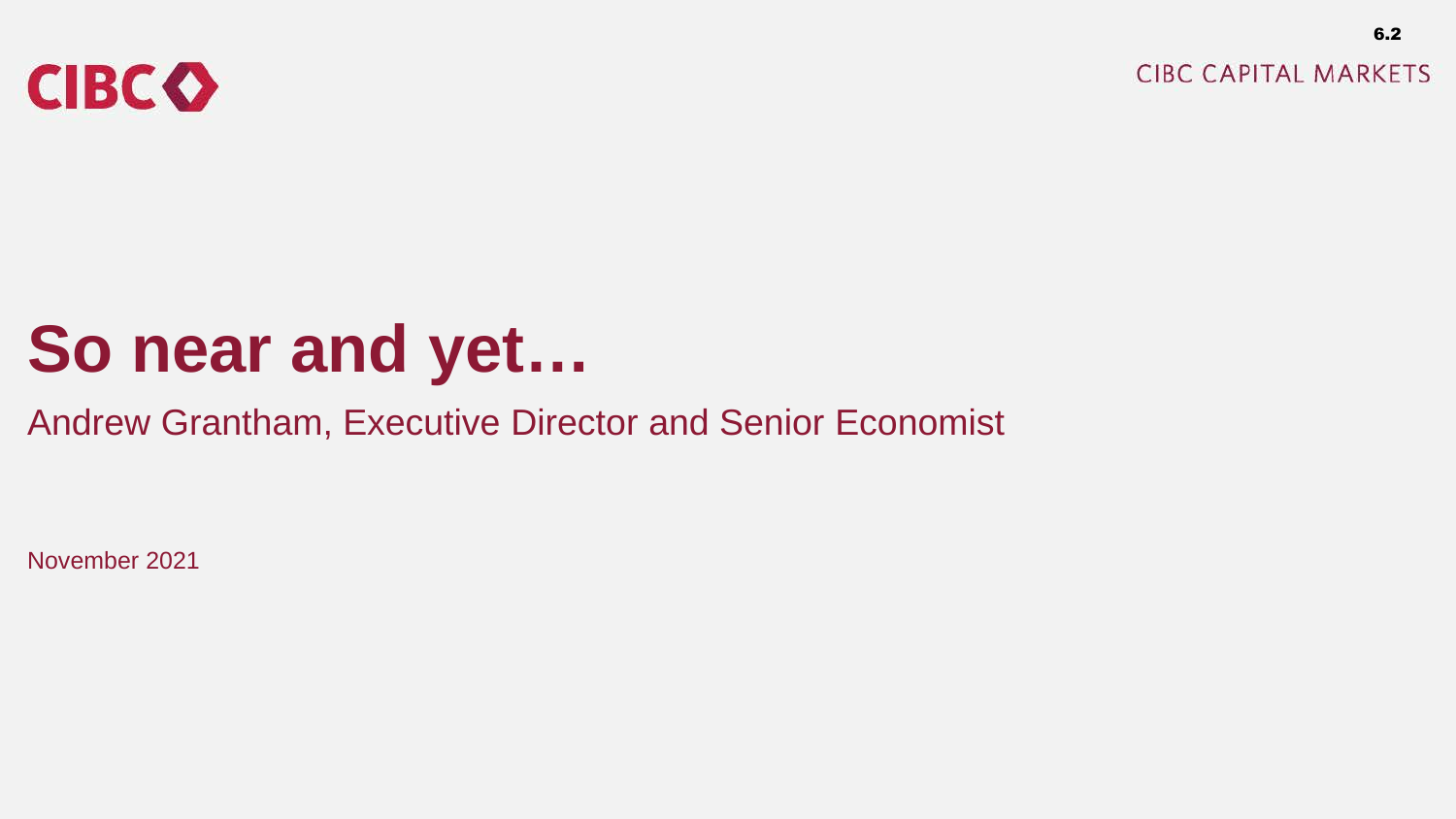CIBC

CIBC CAPITAL MARKETS

# So near and yet…

Andrew Grantham, Executive Director and Senior Economist

November 2021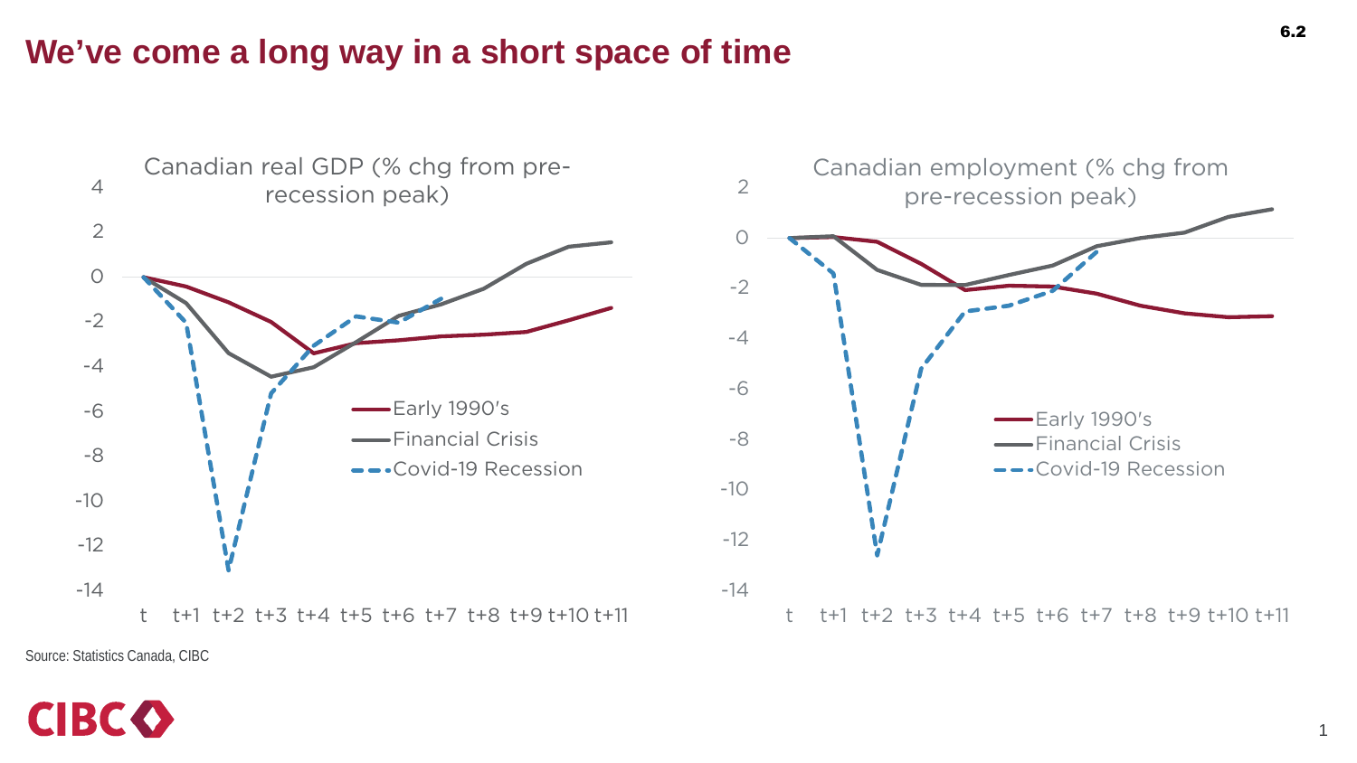# We've come a long way in a short space of time

**Canadian real GDP (% chg from pre-recession peak)**

Legend: Early 1990's; Financial Crisis; Covid-19 Recession

Y-axis: 4, 2, 0, -2, -4, -6, -8, -10, -12, -14

X-axis: t, t+1, t+2, t+3, t+4, t+5, t+6, t+7, t+8, t+9, t+10, t+11

**Canadian employment (% chg from pre-recession peak)**

Legend: Early 1990's; Financial Crisis; Covid-19 Recession

Y-axis: 2, 0, -2, -4, -6, -8, -10, -12, -14

X-axis: t, t+1, t+2, t+3, t+4, t+5, t+6, t+7, t+8, t+9, t+10, t+11

Source: Statistics Canada, CIBC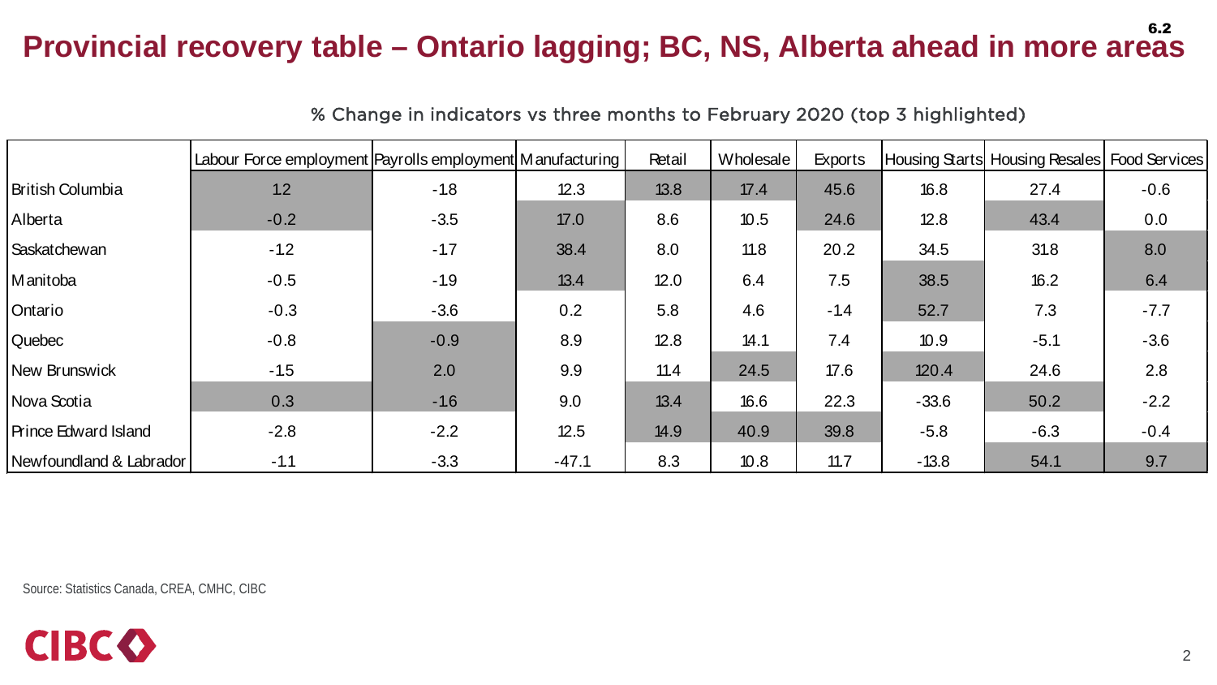# Provincial recovery table – Ontario lagging; BC, NS, Alberta ahead in more areas

6.2

% Change in indicators vs three months to February 2020 (top 3 highlighted)

| | Labour Force employment | Payrolls employment | Manufacturing | Retail | Wholesale | Exports | Housing Starts | Housing Resales | Food Services |
|---|---|---|---|---|---|---|---|---|---|
| British Columbia | 1.2 | -1.8 | 12.3 | 13.8 | 17.4 | 45.6 | 16.8 | 27.4 | -0.6 |
| Alberta | -0.2 | -3.5 | 17.0 | 8.6 | 10.5 | 24.6 | 12.8 | 43.4 | 0.0 |
| Saskatchewan | -1.2 | -1.7 | 38.4 | 8.0 | 11.8 | 20.2 | 34.5 | 31.8 | 8.0 |
| Manitoba | -0.5 | -1.9 | 13.4 | 12.0 | 6.4 | 7.5 | 38.5 | 16.2 | 6.4 |
| Ontario | -0.3 | -3.6 | 0.2 | 5.8 | 4.6 | -1.4 | 52.7 | 7.3 | -7.7 |
| Quebec | -0.8 | -0.9 | 8.9 | 12.8 | 14.1 | 7.4 | 10.9 | -5.1 | -3.6 |
| New Brunswick | -1.5 | 2.0 | 9.9 | 11.4 | 24.5 | 17.6 | 120.4 | 24.6 | 2.8 |
| Nova Scotia | 0.3 | -1.6 | 9.0 | 13.4 | 16.6 | 22.3 | -33.6 | 50.2 | -2.2 |
| Prince Edward Island | -2.8 | -2.2 | 12.5 | 14.9 | 40.9 | 39.8 | -5.8 | -6.3 | -0.4 |
| Newfoundland & Labrador | -1.1 | -3.3 | -47.1 | 8.3 | 10.8 | 11.7 | -13.8 | 54.1 | 9.7 |

Source: Statistics Canada, CREA, CMHC, CIBC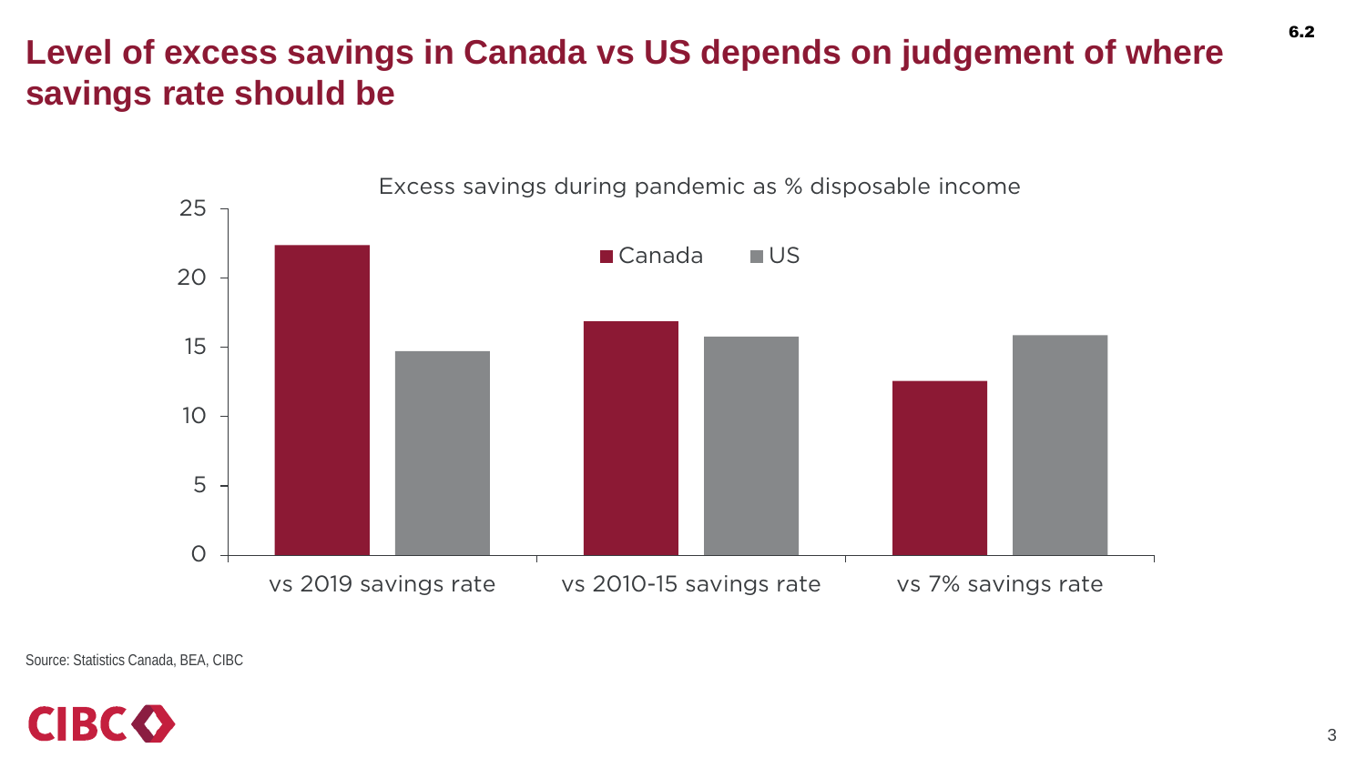# Level of excess savings in Canada vs US depends on judgement of where savings rate should be

6.2

Excess savings during pandemic as % disposable income

| | Canada | US |
|---|---|---|
| vs 2019 savings rate | 22.4 | 14.7 |
| vs 2010-15 savings rate | 16.9 | 15.8 |
| vs 7% savings rate | 12.6 | 15.9 |

Source: Statistics Canada, BEA, CIBC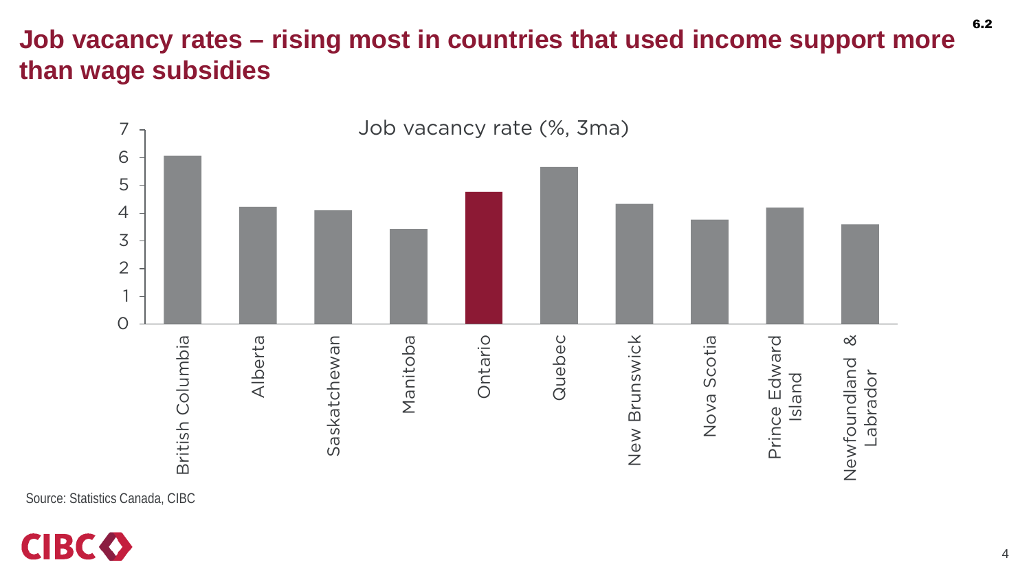# Job vacancy rates – rising most in countries that used income support more than wage subsidies

6.2

Job vacancy rate (%, 3ma)

| Province | Job vacancy rate (%, 3ma) |
| --- | --- |
| British Columbia | 6.0 |
| Alberta | 4.2 |
| Saskatchewan | 4.1 |
| Manitoba | 3.4 |
| Ontario | 4.7 |
| Quebec | 5.6 |
| New Brunswick | 4.3 |
| Nova Scotia | 3.7 |
| Prince Edward Island | 4.2 |
| Newfoundland & Labrador | 3.6 |

Source: Statistics Canada, CIBC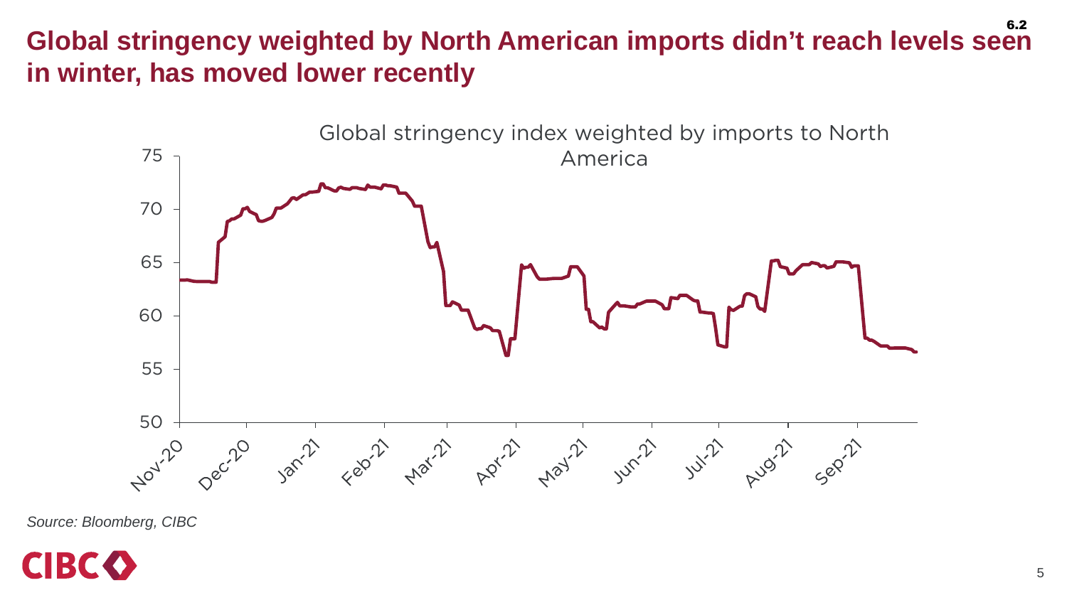# Global stringency weighted by North American imports didn't reach levels seen in winter, has moved lower recently

Global stringency index weighted by imports to North America

Source: Bloomberg, CIBC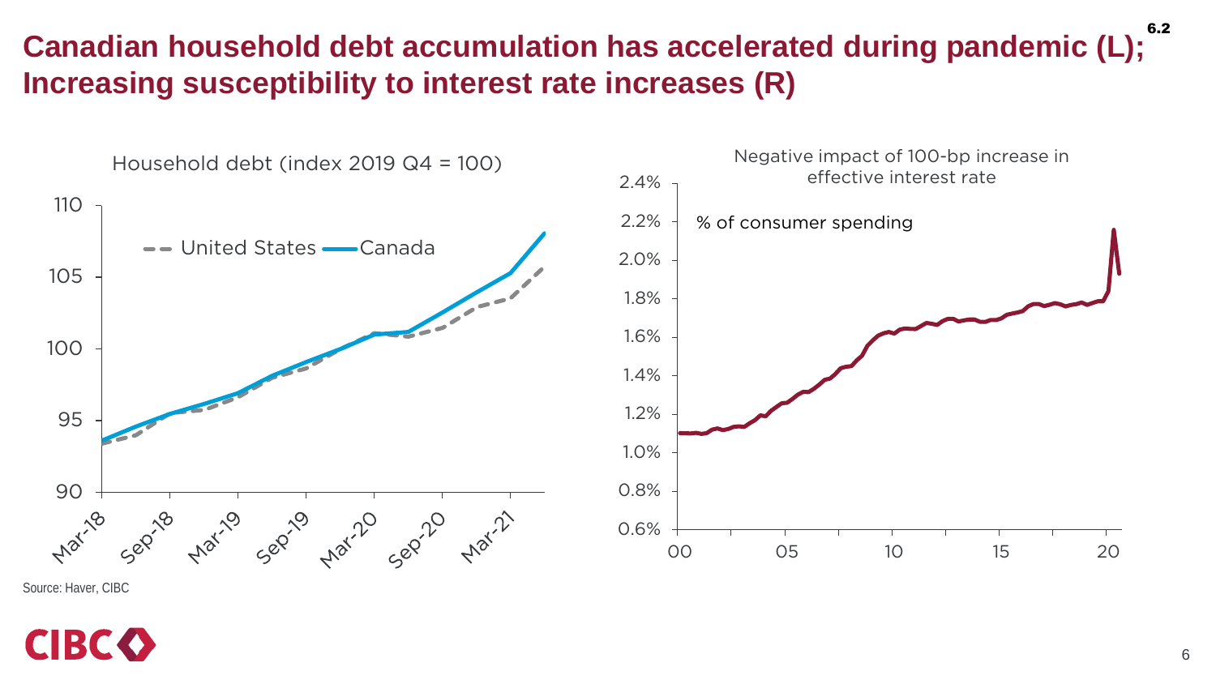# Canadian household debt accumulation has accelerated during pandemic (L); Increasing susceptibility to interest rate increases (R)

Household debt (index 2019 Q4 = 100)

United States — Canada

Negative impact of 100-bp increase in effective interest rate

% of consumer spending

Source: Haver, CIBC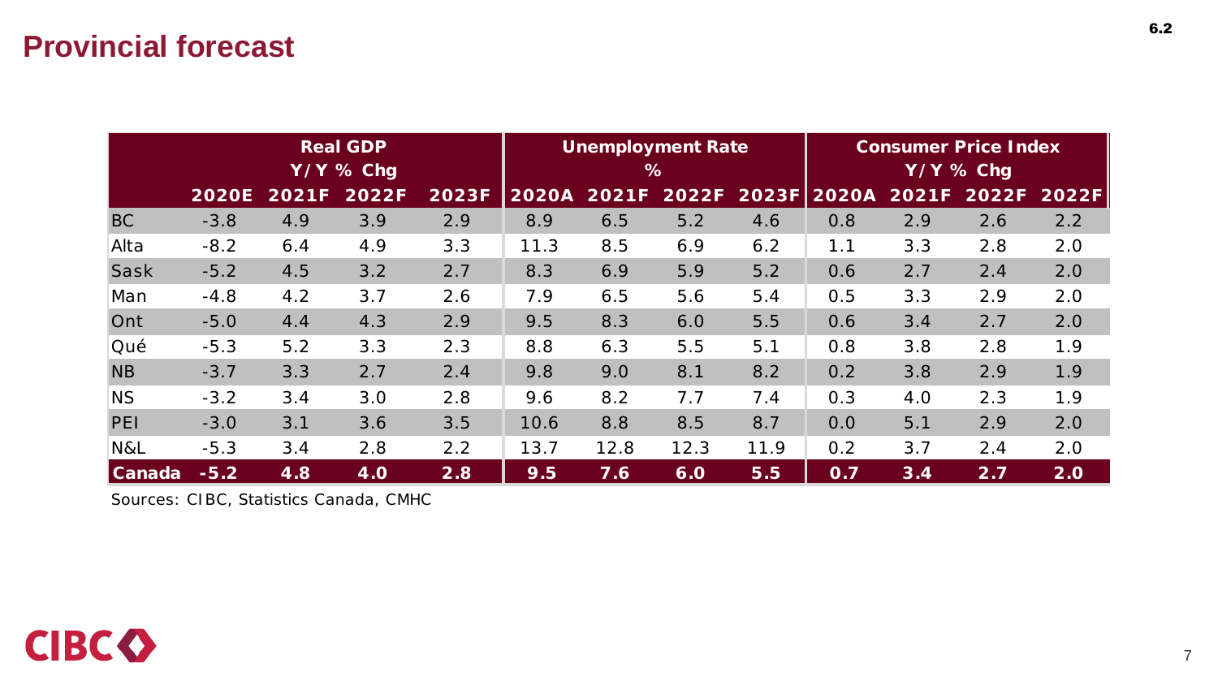# Provincial forecast

6.2

| | Real GDP Y/Y % Chg | | | | Unemployment Rate % | | | | Consumer Price Index Y/Y % Chg | | | |
|---|---|---|---|---|---|---|---|---|---|---|---|---|
| | 2020E | 2021F | 2022F | 2023F | 2020A | 2021F | 2022F | 2023F | 2020A | 2021F | 2022F | 2022F |
| BC | -3.8 | 4.9 | 3.9 | 2.9 | 8.9 | 6.5 | 5.2 | 4.6 | 0.8 | 2.9 | 2.6 | 2.2 |
| Alta | -8.2 | 6.4 | 4.9 | 3.3 | 11.3 | 8.5 | 6.9 | 6.2 | 1.1 | 3.3 | 2.8 | 2.0 |
| Sask | -5.2 | 4.5 | 3.2 | 2.7 | 8.3 | 6.9 | 5.9 | 5.2 | 0.6 | 2.7 | 2.4 | 2.0 |
| Man | -4.8 | 4.2 | 3.7 | 2.6 | 7.9 | 6.5 | 5.6 | 5.4 | 0.5 | 3.3 | 2.9 | 2.0 |
| Ont | -5.0 | 4.4 | 4.3 | 2.9 | 9.5 | 8.3 | 6.0 | 5.5 | 0.6 | 3.4 | 2.7 | 2.0 |
| Qué | -5.3 | 5.2 | 3.3 | 2.3 | 8.8 | 6.3 | 5.5 | 5.1 | 0.8 | 3.8 | 2.8 | 1.9 |
| NB | -3.7 | 3.3 | 2.7 | 2.4 | 9.8 | 9.0 | 8.1 | 8.2 | 0.2 | 3.8 | 2.9 | 1.9 |
| NS | -3.2 | 3.4 | 3.0 | 2.8 | 9.6 | 8.2 | 7.7 | 7.4 | 0.3 | 4.0 | 2.3 | 1.9 |
| PEI | -3.0 | 3.1 | 3.6 | 3.5 | 10.6 | 8.8 | 8.5 | 8.7 | 0.0 | 5.1 | 2.9 | 2.0 |
| N&L | -5.3 | 3.4 | 2.8 | 2.2 | 13.7 | 12.8 | 12.3 | 11.9 | 0.2 | 3.7 | 2.4 | 2.0 |
| **Canada** | **-5.2** | **4.8** | **4.0** | **2.8** | **9.5** | **7.6** | **6.0** | **5.5** | **0.7** | **3.4** | **2.7** | **2.0** |

Sources: CIBC, Statistics Canada, CMHC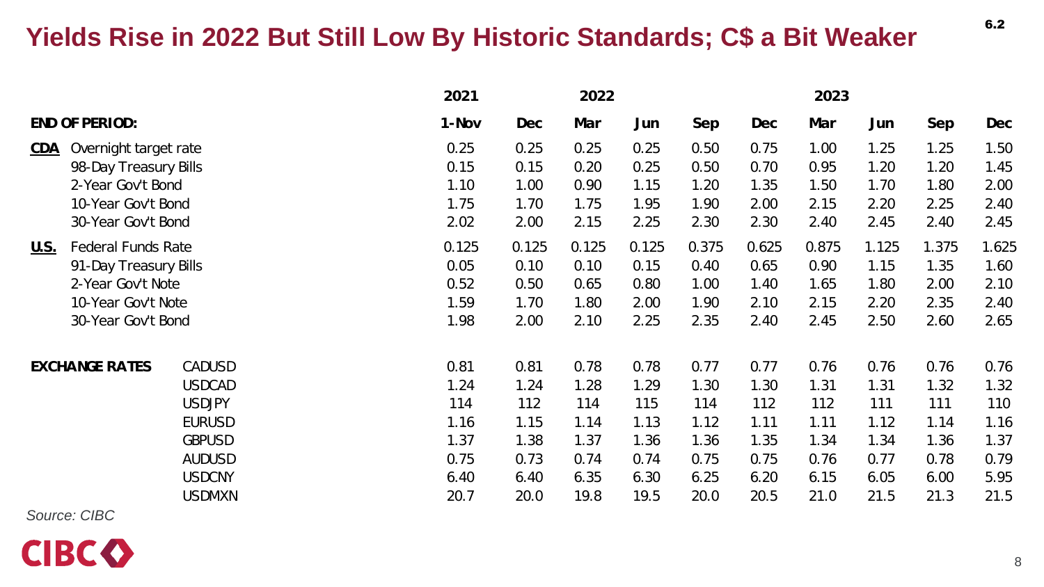# Yields Rise in 2022 But Still Low By Historic Standards; C$ a Bit Weaker

6.2

| | | 2021 | | 2022 | | | | 2023 | | | |
|---|---|---|---|---|---|---|---|---|---|---|---|
| **END OF PERIOD:** | | **1-Nov** | **Dec** | **Mar** | **Jun** | **Sep** | **Dec** | **Mar** | **Jun** | **Sep** | **Dec** |
| **CDA** | Overnight target rate | 0.25 | 0.25 | 0.25 | 0.25 | 0.50 | 0.75 | 1.00 | 1.25 | 1.25 | 1.50 |
| | 98-Day Treasury Bills | 0.15 | 0.15 | 0.20 | 0.25 | 0.50 | 0.70 | 0.95 | 1.20 | 1.20 | 1.45 |
| | 2-Year Gov't Bond | 1.10 | 1.00 | 0.90 | 1.15 | 1.20 | 1.35 | 1.50 | 1.70 | 1.80 | 2.00 |
| | 10-Year Gov't Bond | 1.75 | 1.70 | 1.75 | 1.95 | 1.90 | 2.00 | 2.15 | 2.20 | 2.25 | 2.40 |
| | 30-Year Gov't Bond | 2.02 | 2.00 | 2.15 | 2.25 | 2.30 | 2.30 | 2.40 | 2.45 | 2.40 | 2.45 |
| **U.S.** | Federal Funds Rate | 0.125 | 0.125 | 0.125 | 0.125 | 0.375 | 0.625 | 0.875 | 1.125 | 1.375 | 1.625 |
| | 91-Day Treasury Bills | 0.05 | 0.10 | 0.10 | 0.15 | 0.40 | 0.65 | 0.90 | 1.15 | 1.35 | 1.60 |
| | 2-Year Gov't Note | 0.52 | 0.50 | 0.65 | 0.80 | 1.00 | 1.40 | 1.65 | 1.80 | 2.00 | 2.10 |
| | 10-Year Gov't Note | 1.59 | 1.70 | 1.80 | 2.00 | 1.90 | 2.10 | 2.15 | 2.20 | 2.35 | 2.40 |
| | 30-Year Gov't Bond | 1.98 | 2.00 | 2.10 | 2.25 | 2.35 | 2.40 | 2.45 | 2.50 | 2.60 | 2.65 |
| **EXCHANGE RATES** | CADUSD | 0.81 | 0.81 | 0.78 | 0.78 | 0.77 | 0.77 | 0.76 | 0.76 | 0.76 | 0.76 |
| | USDCAD | 1.24 | 1.24 | 1.28 | 1.29 | 1.30 | 1.30 | 1.31 | 1.31 | 1.32 | 1.32 |
| | USDJPY | 114 | 112 | 114 | 115 | 114 | 112 | 112 | 111 | 111 | 110 |
| | EURUSD | 1.16 | 1.15 | 1.14 | 1.13 | 1.12 | 1.11 | 1.11 | 1.12 | 1.14 | 1.16 |
| | GBPUSD | 1.37 | 1.38 | 1.37 | 1.36 | 1.36 | 1.35 | 1.34 | 1.34 | 1.36 | 1.37 |
| | AUDUSD | 0.75 | 0.73 | 0.74 | 0.74 | 0.75 | 0.75 | 0.76 | 0.77 | 0.78 | 0.79 |
| | USDCNY | 6.40 | 6.40 | 6.35 | 6.30 | 6.25 | 6.20 | 6.15 | 6.05 | 6.00 | 5.95 |
| | USDMXN | 20.7 | 20.0 | 19.8 | 19.5 | 20.0 | 20.5 | 21.0 | 21.5 | 21.3 | 21.5 |

*Source: CIBC*

CIBC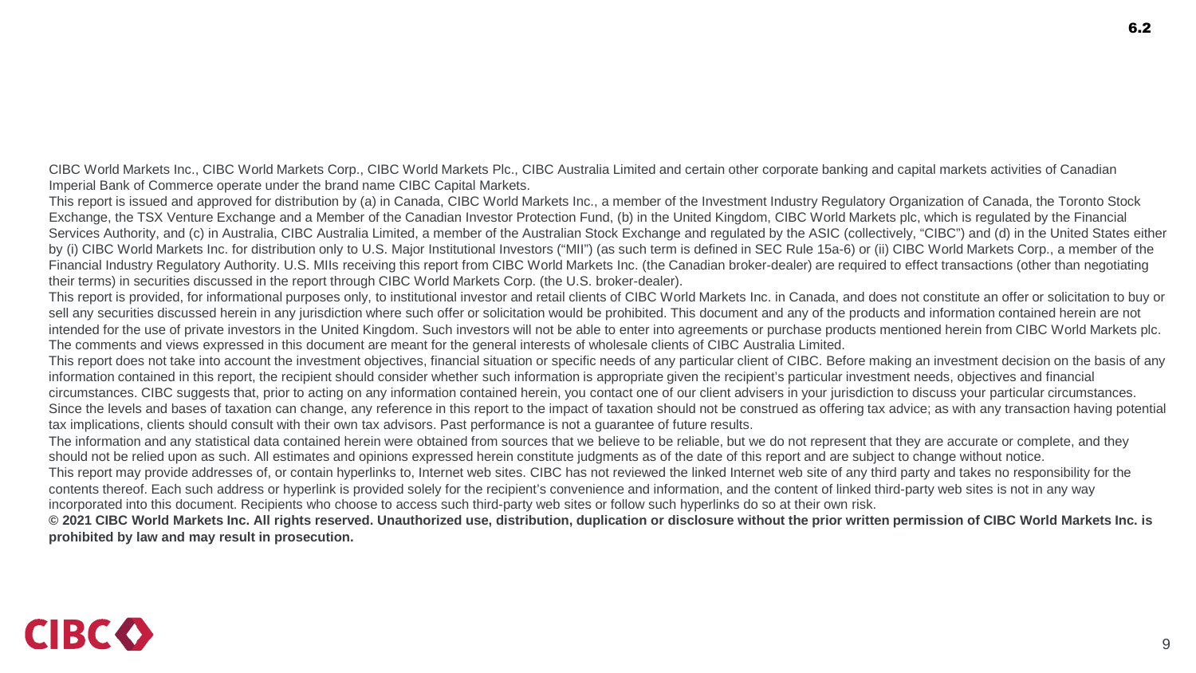CIBC World Markets Inc., CIBC World Markets Corp., CIBC World Markets Plc., CIBC Australia Limited and certain other corporate banking and capital markets activities of Canadian Imperial Bank of Commerce operate under the brand name CIBC Capital Markets.

This report is issued and approved for distribution by (a) in Canada, CIBC World Markets Inc., a member of the Investment Industry Regulatory Organization of Canada, the Toronto Stock Exchange, the TSX Venture Exchange and a Member of the Canadian Investor Protection Fund, (b) in the United Kingdom, CIBC World Markets plc, which is regulated by the Financial Services Authority, and (c) in Australia, CIBC Australia Limited, a member of the Australian Stock Exchange and regulated by the ASIC (collectively, "CIBC") and (d) in the United States either by (i) CIBC World Markets Inc. for distribution only to U.S. Major Institutional Investors ("MII") (as such term is defined in SEC Rule 15a-6) or (ii) CIBC World Markets Corp., a member of the Financial Industry Regulatory Authority. U.S. MIIs receiving this report from CIBC World Markets Inc. (the Canadian broker-dealer) are required to effect transactions (other than negotiating their terms) in securities discussed in the report through CIBC World Markets Corp. (the U.S. broker-dealer).

This report is provided, for informational purposes only, to institutional investor and retail clients of CIBC World Markets Inc. in Canada, and does not constitute an offer or solicitation to buy or sell any securities discussed herein in any jurisdiction where such offer or solicitation would be prohibited. This document and any of the products and information contained herein are not intended for the use of private investors in the United Kingdom. Such investors will not be able to enter into agreements or purchase products mentioned herein from CIBC World Markets plc. The comments and views expressed in this document are meant for the general interests of wholesale clients of CIBC Australia Limited.

This report does not take into account the investment objectives, financial situation or specific needs of any particular client of CIBC. Before making an investment decision on the basis of any information contained in this report, the recipient should consider whether such information is appropriate given the recipient's particular investment needs, objectives and financial circumstances. CIBC suggests that, prior to acting on any information contained herein, you contact one of our client advisers in your jurisdiction to discuss your particular circumstances. Since the levels and bases of taxation can change, any reference in this report to the impact of taxation should not be construed as offering tax advice; as with any transaction having potential tax implications, clients should consult with their own tax advisors. Past performance is not a guarantee of future results.

The information and any statistical data contained herein were obtained from sources that we believe to be reliable, but we do not represent that they are accurate or complete, and they should not be relied upon as such. All estimates and opinions expressed herein constitute judgments as of the date of this report and are subject to change without notice.

This report may provide addresses of, or contain hyperlinks to, Internet web sites. CIBC has not reviewed the linked Internet web site of any third party and takes no responsibility for the contents thereof. Each such address or hyperlink is provided solely for the recipient's convenience and information, and the content of linked third-party web sites is not in any way incorporated into this document. Recipients who choose to access such third-party web sites or follow such hyperlinks do so at their own risk.

**© 2021 CIBC World Markets Inc. All rights reserved. Unauthorized use, distribution, duplication or disclosure without the prior written permission of CIBC World Markets Inc. is prohibited by law and may result in prosecution.**